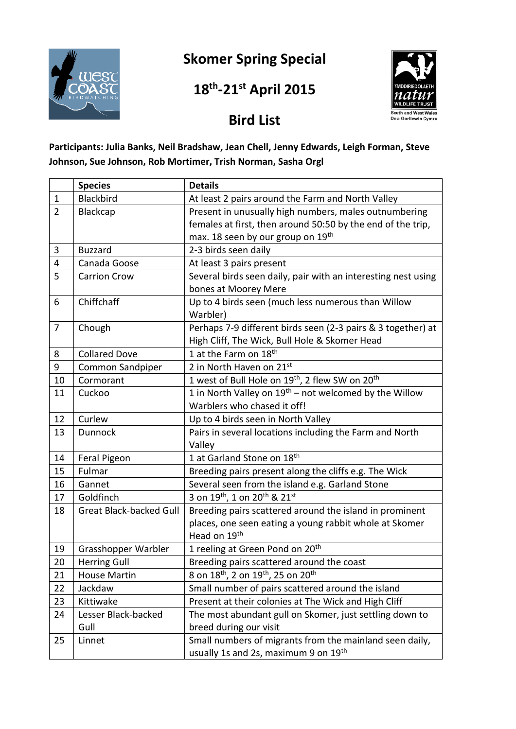# Skomer Spring Special

## 18th-21st April 2015

## Bird List

**Participants: Julia Banks, Neil Bradshaw, Jean Chell, Jenny Edwards, Leigh Forman, Steve Johnson, Sue Johnson, Rob Mortimer, Trish Norman, Sasha Orgl**

| | Species | Details |
|---|---|---|
| 1 | Blackbird | At least 2 pairs around the Farm and North Valley |
| 2 | Blackcap | Present in unusually high numbers, males outnumbering females at first, then around 50:50 by the end of the trip, max. 18 seen by our group on 19th |
| 3 | Buzzard | 2-3 birds seen daily |
| 4 | Canada Goose | At least 3 pairs present |
| 5 | Carrion Crow | Several birds seen daily, pair with an interesting nest using bones at Moorey Mere |
| 6 | Chiffchaff | Up to 4 birds seen (much less numerous than Willow Warbler) |
| 7 | Chough | Perhaps 7-9 different birds seen (2-3 pairs & 3 together) at High Cliff, The Wick, Bull Hole & Skomer Head |
| 8 | Collared Dove | 1 at the Farm on 18th |
| 9 | Common Sandpiper | 2 in North Haven on 21st |
| 10 | Cormorant | 1 west of Bull Hole on 19th, 2 flew SW on 20th |
| 11 | Cuckoo | 1 in North Valley on 19th – not welcomed by the Willow Warblers who chased it off! |
| 12 | Curlew | Up to 4 birds seen in North Valley |
| 13 | Dunnock | Pairs in several locations including the Farm and North Valley |
| 14 | Feral Pigeon | 1 at Garland Stone on 18th |
| 15 | Fulmar | Breeding pairs present along the cliffs e.g. The Wick |
| 16 | Gannet | Several seen from the island e.g. Garland Stone |
| 17 | Goldfinch | 3 on 19th, 1 on 20th & 21st |
| 18 | Great Black-backed Gull | Breeding pairs scattered around the island in prominent places, one seen eating a young rabbit whole at Skomer Head on 19th |
| 19 | Grasshopper Warbler | 1 reeling at Green Pond on 20th |
| 20 | Herring Gull | Breeding pairs scattered around the coast |
| 21 | House Martin | 8 on 18th, 2 on 19th, 25 on 20th |
| 22 | Jackdaw | Small number of pairs scattered around the island |
| 23 | Kittiwake | Present at their colonies at The Wick and High Cliff |
| 24 | Lesser Black-backed Gull | The most abundant gull on Skomer, just settling down to breed during our visit |
| 25 | Linnet | Small numbers of migrants from the mainland seen daily, usually 1s and 2s, maximum 9 on 19th |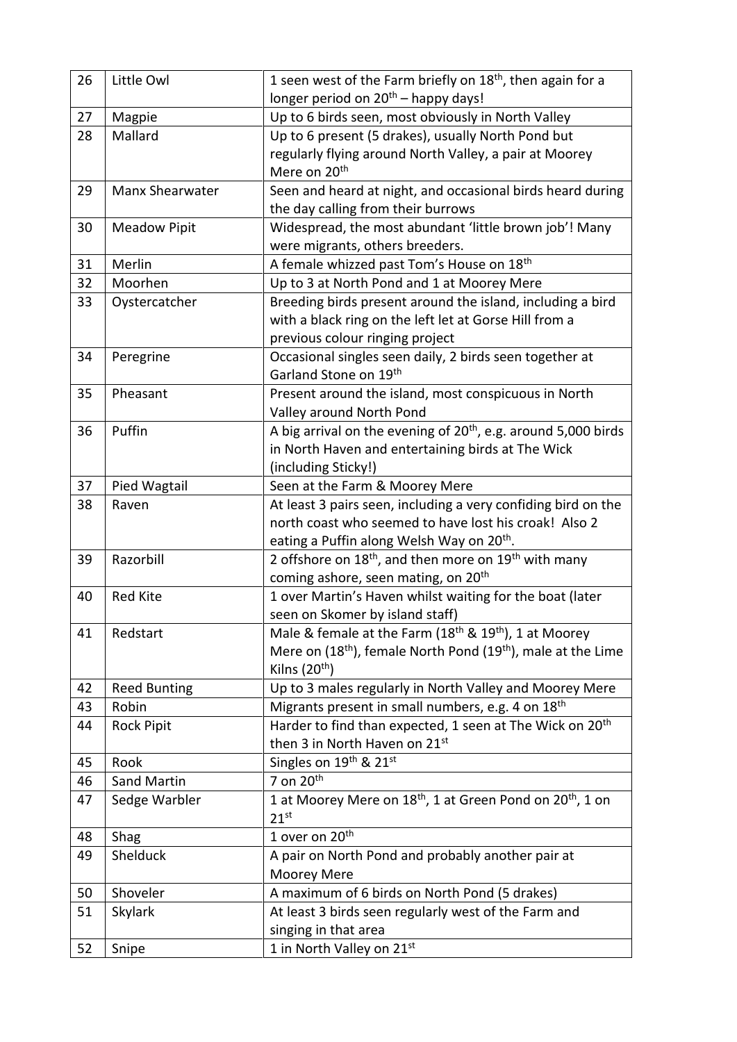| 26 | Little Owl | 1 seen west of the Farm briefly on 18th, then again for a longer period on 20th – happy days! |
|---|---|---|
| 27 | Magpie | Up to 6 birds seen, most obviously in North Valley |
| 28 | Mallard | Up to 6 present (5 drakes), usually North Pond but regularly flying around North Valley, a pair at Moorey Mere on 20th |
| 29 | Manx Shearwater | Seen and heard at night, and occasional birds heard during the day calling from their burrows |
| 30 | Meadow Pipit | Widespread, the most abundant 'little brown job'! Many were migrants, others breeders. |
| 31 | Merlin | A female whizzed past Tom's House on 18th |
| 32 | Moorhen | Up to 3 at North Pond and 1 at Moorey Mere |
| 33 | Oystercatcher | Breeding birds present around the island, including a bird with a black ring on the left let at Gorse Hill from a previous colour ringing project |
| 34 | Peregrine | Occasional singles seen daily, 2 birds seen together at Garland Stone on 19th |
| 35 | Pheasant | Present around the island, most conspicuous in North Valley around North Pond |
| 36 | Puffin | A big arrival on the evening of 20th, e.g. around 5,000 birds in North Haven and entertaining birds at The Wick (including Sticky!) |
| 37 | Pied Wagtail | Seen at the Farm & Moorey Mere |
| 38 | Raven | At least 3 pairs seen, including a very confiding bird on the north coast who seemed to have lost his croak! Also 2 eating a Puffin along Welsh Way on 20th. |
| 39 | Razorbill | 2 offshore on 18th, and then more on 19th with many coming ashore, seen mating, on 20th |
| 40 | Red Kite | 1 over Martin's Haven whilst waiting for the boat (later seen on Skomer by island staff) |
| 41 | Redstart | Male & female at the Farm (18th & 19th), 1 at Moorey Mere on (18th), female North Pond (19th), male at the Lime Kilns (20th) |
| 42 | Reed Bunting | Up to 3 males regularly in North Valley and Moorey Mere |
| 43 | Robin | Migrants present in small numbers, e.g. 4 on 18th |
| 44 | Rock Pipit | Harder to find than expected, 1 seen at The Wick on 20th then 3 in North Haven on 21st |
| 45 | Rook | Singles on 19th & 21st |
| 46 | Sand Martin | 7 on 20th |
| 47 | Sedge Warbler | 1 at Moorey Mere on 18th, 1 at Green Pond on 20th, 1 on 21st |
| 48 | Shag | 1 over on 20th |
| 49 | Shelduck | A pair on North Pond and probably another pair at Moorey Mere |
| 50 | Shoveler | A maximum of 6 birds on North Pond (5 drakes) |
| 51 | Skylark | At least 3 birds seen regularly west of the Farm and singing in that area |
| 52 | Snipe | 1 in North Valley on 21st |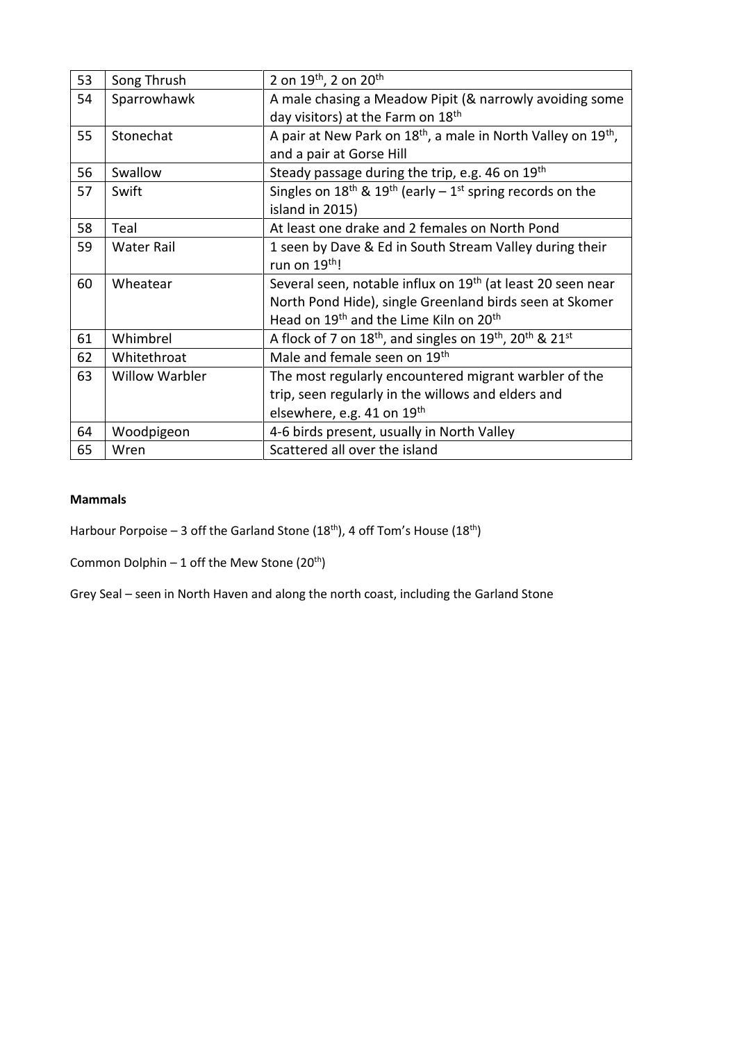| | | |
|---|---|---|
| 53 | Song Thrush | 2 on 19th, 2 on 20th |
| 54 | Sparrowhawk | A male chasing a Meadow Pipit (& narrowly avoiding some day visitors) at the Farm on 18th |
| 55 | Stonechat | A pair at New Park on 18th, a male in North Valley on 19th, and a pair at Gorse Hill |
| 56 | Swallow | Steady passage during the trip, e.g. 46 on 19th |
| 57 | Swift | Singles on 18th & 19th (early – 1st spring records on the island in 2015) |
| 58 | Teal | At least one drake and 2 females on North Pond |
| 59 | Water Rail | 1 seen by Dave & Ed in South Stream Valley during their run on 19th! |
| 60 | Wheatear | Several seen, notable influx on 19th (at least 20 seen near North Pond Hide), single Greenland birds seen at Skomer Head on 19th and the Lime Kiln on 20th |
| 61 | Whimbrel | A flock of 7 on 18th, and singles on 19th, 20th & 21st |
| 62 | Whitethroat | Male and female seen on 19th |
| 63 | Willow Warbler | The most regularly encountered migrant warbler of the trip, seen regularly in the willows and elders and elsewhere, e.g. 41 on 19th |
| 64 | Woodpigeon | 4-6 birds present, usually in North Valley |
| 65 | Wren | Scattered all over the island |

**Mammals**

Harbour Porpoise – 3 off the Garland Stone (18th), 4 off Tom's House (18th)

Common Dolphin – 1 off the Mew Stone (20th)

Grey Seal – seen in North Haven and along the north coast, including the Garland Stone